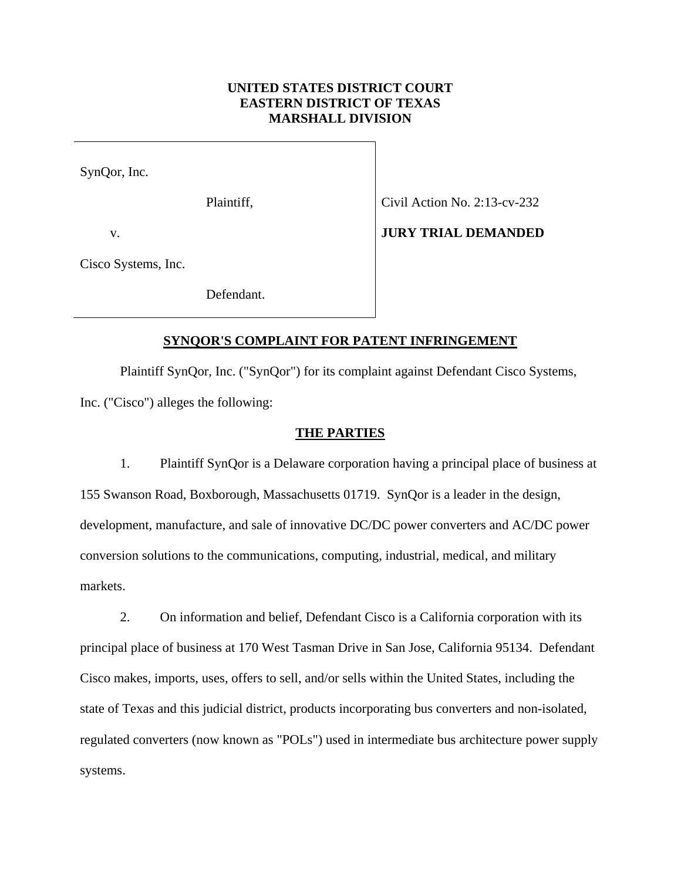**UNITED STATES DISTRICT COURT**
**EASTERN DISTRICT OF TEXAS**
**MARSHALL DIVISION**

| | |
|---|---|
| SynQor, Inc.<br><br>Plaintiff,<br><br>v.<br><br>Cisco Systems, Inc.<br><br>Defendant. | Civil Action No. 2:13-cv-232<br><br>**JURY TRIAL DEMANDED** |

## SYNQOR'S COMPLAINT FOR PATENT INFRINGEMENT

Plaintiff SynQor, Inc. ("SynQor") for its complaint against Defendant Cisco Systems, Inc. ("Cisco") alleges the following:

### THE PARTIES

1. Plaintiff SynQor is a Delaware corporation having a principal place of business at 155 Swanson Road, Boxborough, Massachusetts 01719. SynQor is a leader in the design, development, manufacture, and sale of innovative DC/DC power converters and AC/DC power conversion solutions to the communications, computing, industrial, medical, and military markets.

2. On information and belief, Defendant Cisco is a California corporation with its principal place of business at 170 West Tasman Drive in San Jose, California 95134. Defendant Cisco makes, imports, uses, offers to sell, and/or sells within the United States, including the state of Texas and this judicial district, products incorporating bus converters and non-isolated, regulated converters (now known as "POLs") used in intermediate bus architecture power supply systems.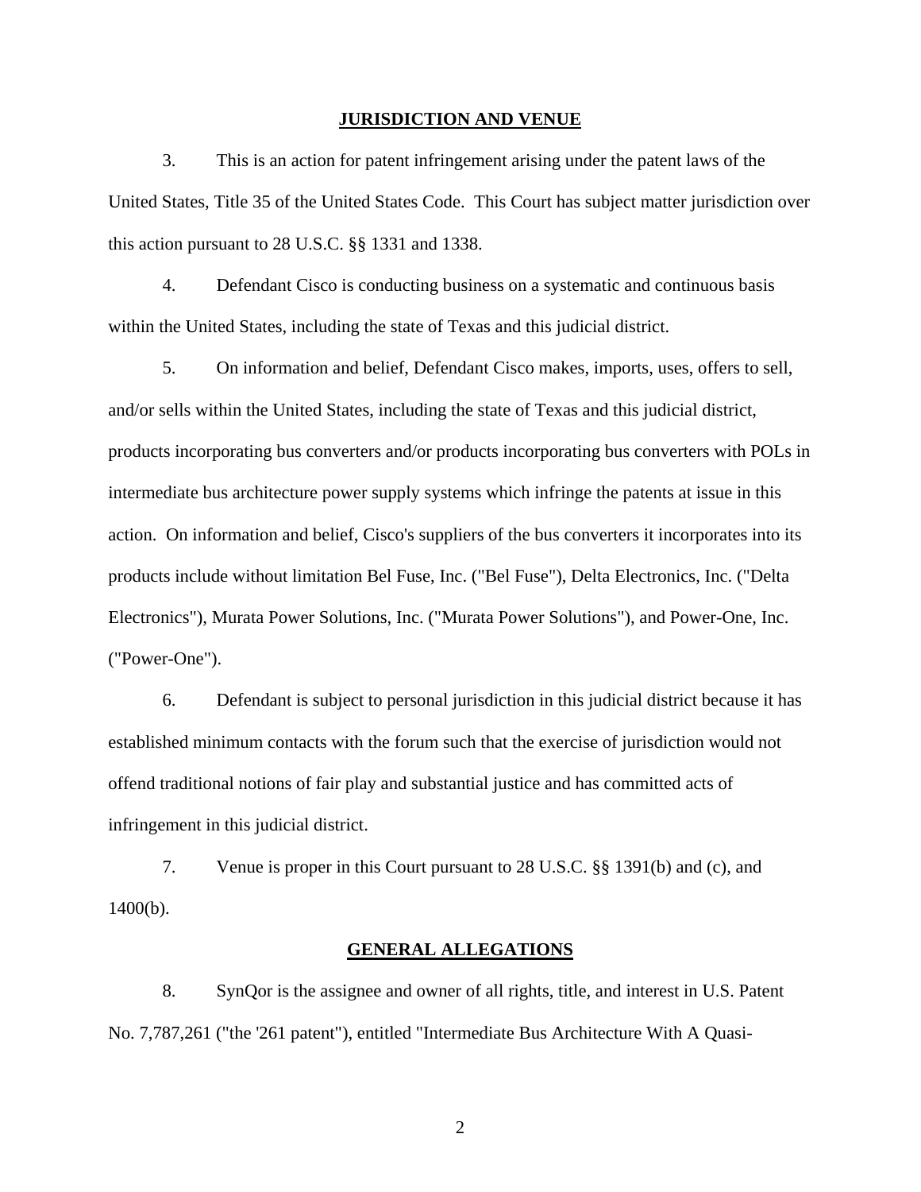## JURISDICTION AND VENUE

3. This is an action for patent infringement arising under the patent laws of the United States, Title 35 of the United States Code. This Court has subject matter jurisdiction over this action pursuant to 28 U.S.C. §§ 1331 and 1338.

4. Defendant Cisco is conducting business on a systematic and continuous basis within the United States, including the state of Texas and this judicial district.

5. On information and belief, Defendant Cisco makes, imports, uses, offers to sell, and/or sells within the United States, including the state of Texas and this judicial district, products incorporating bus converters and/or products incorporating bus converters with POLs in intermediate bus architecture power supply systems which infringe the patents at issue in this action. On information and belief, Cisco's suppliers of the bus converters it incorporates into its products include without limitation Bel Fuse, Inc. ("Bel Fuse"), Delta Electronics, Inc. ("Delta Electronics"), Murata Power Solutions, Inc. ("Murata Power Solutions"), and Power-One, Inc. ("Power-One").

6. Defendant is subject to personal jurisdiction in this judicial district because it has established minimum contacts with the forum such that the exercise of jurisdiction would not offend traditional notions of fair play and substantial justice and has committed acts of infringement in this judicial district.

7. Venue is proper in this Court pursuant to 28 U.S.C. §§ 1391(b) and (c), and 1400(b).

## GENERAL ALLEGATIONS

8. SynQor is the assignee and owner of all rights, title, and interest in U.S. Patent No. 7,787,261 ("the '261 patent"), entitled "Intermediate Bus Architecture With A Quasi-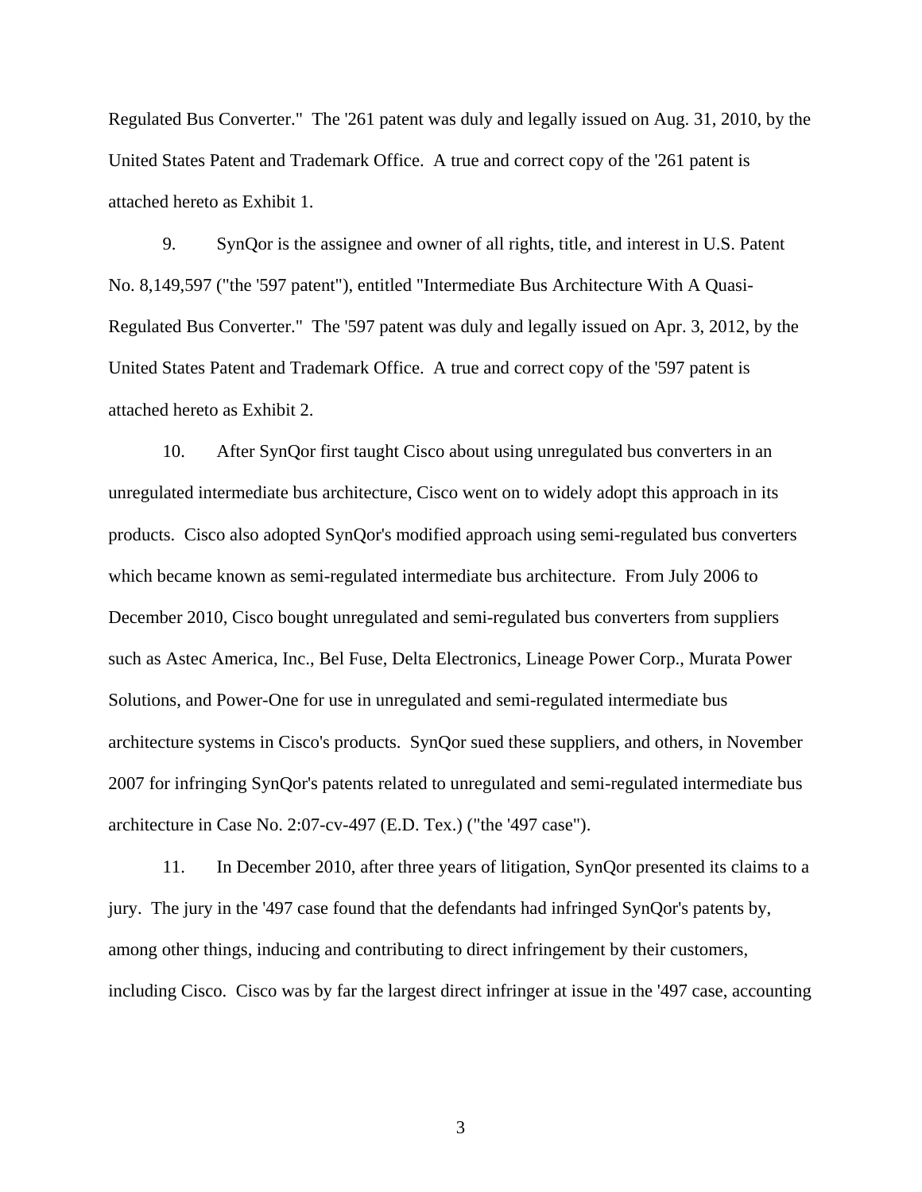Regulated Bus Converter." The '261 patent was duly and legally issued on Aug. 31, 2010, by the United States Patent and Trademark Office. A true and correct copy of the '261 patent is attached hereto as Exhibit 1.

9. SynQor is the assignee and owner of all rights, title, and interest in U.S. Patent No. 8,149,597 ("the '597 patent"), entitled "Intermediate Bus Architecture With A Quasi-Regulated Bus Converter." The '597 patent was duly and legally issued on Apr. 3, 2012, by the United States Patent and Trademark Office. A true and correct copy of the '597 patent is attached hereto as Exhibit 2.

10. After SynQor first taught Cisco about using unregulated bus converters in an unregulated intermediate bus architecture, Cisco went on to widely adopt this approach in its products. Cisco also adopted SynQor's modified approach using semi-regulated bus converters which became known as semi-regulated intermediate bus architecture. From July 2006 to December 2010, Cisco bought unregulated and semi-regulated bus converters from suppliers such as Astec America, Inc., Bel Fuse, Delta Electronics, Lineage Power Corp., Murata Power Solutions, and Power-One for use in unregulated and semi-regulated intermediate bus architecture systems in Cisco's products. SynQor sued these suppliers, and others, in November 2007 for infringing SynQor's patents related to unregulated and semi-regulated intermediate bus architecture in Case No. 2:07-cv-497 (E.D. Tex.) ("the '497 case").

11. In December 2010, after three years of litigation, SynQor presented its claims to a jury. The jury in the '497 case found that the defendants had infringed SynQor's patents by, among other things, inducing and contributing to direct infringement by their customers, including Cisco. Cisco was by far the largest direct infringer at issue in the '497 case, accounting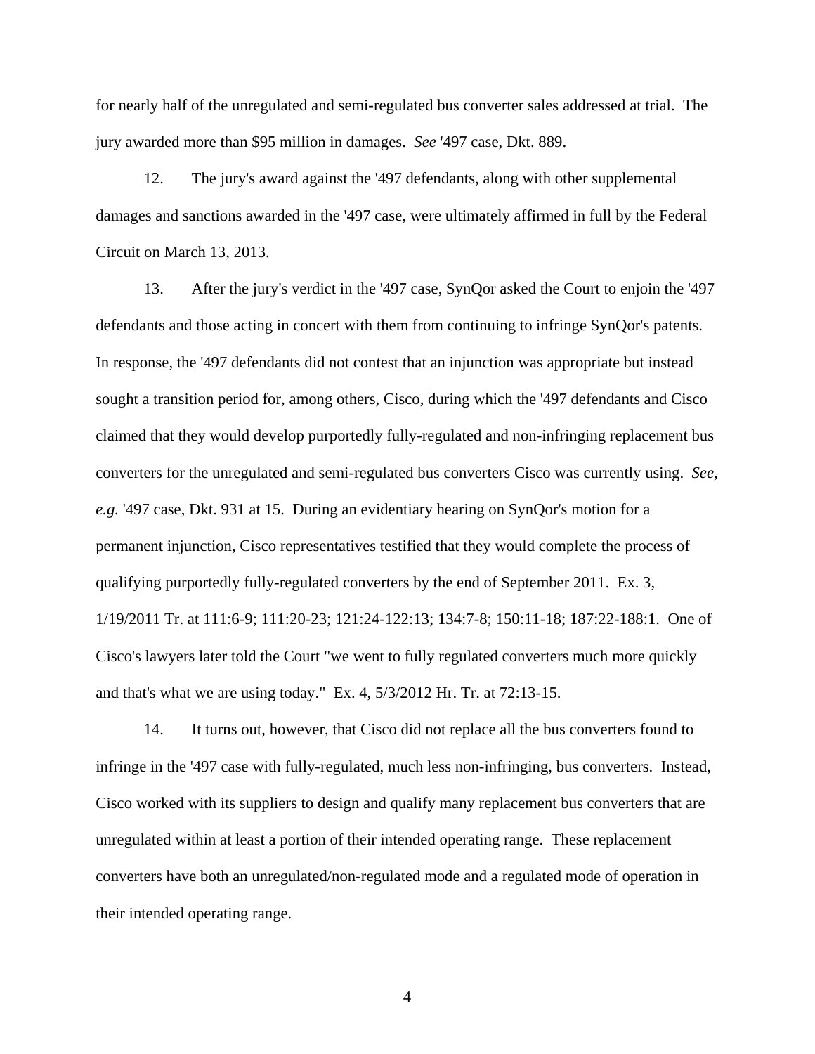for nearly half of the unregulated and semi-regulated bus converter sales addressed at trial. The jury awarded more than $95 million in damages. *See* '497 case, Dkt. 889.

12. The jury's award against the '497 defendants, along with other supplemental damages and sanctions awarded in the '497 case, were ultimately affirmed in full by the Federal Circuit on March 13, 2013.

13. After the jury's verdict in the '497 case, SynQor asked the Court to enjoin the '497 defendants and those acting in concert with them from continuing to infringe SynQor's patents. In response, the '497 defendants did not contest that an injunction was appropriate but instead sought a transition period for, among others, Cisco, during which the '497 defendants and Cisco claimed that they would develop purportedly fully-regulated and non-infringing replacement bus converters for the unregulated and semi-regulated bus converters Cisco was currently using. *See, e.g.* '497 case, Dkt. 931 at 15. During an evidentiary hearing on SynQor's motion for a permanent injunction, Cisco representatives testified that they would complete the process of qualifying purportedly fully-regulated converters by the end of September 2011. Ex. 3, 1/19/2011 Tr. at 111:6-9; 111:20-23; 121:24-122:13; 134:7-8; 150:11-18; 187:22-188:1. One of Cisco's lawyers later told the Court "we went to fully regulated converters much more quickly and that's what we are using today." Ex. 4, 5/3/2012 Hr. Tr. at 72:13-15.

14. It turns out, however, that Cisco did not replace all the bus converters found to infringe in the '497 case with fully-regulated, much less non-infringing, bus converters. Instead, Cisco worked with its suppliers to design and qualify many replacement bus converters that are unregulated within at least a portion of their intended operating range. These replacement converters have both an unregulated/non-regulated mode and a regulated mode of operation in their intended operating range.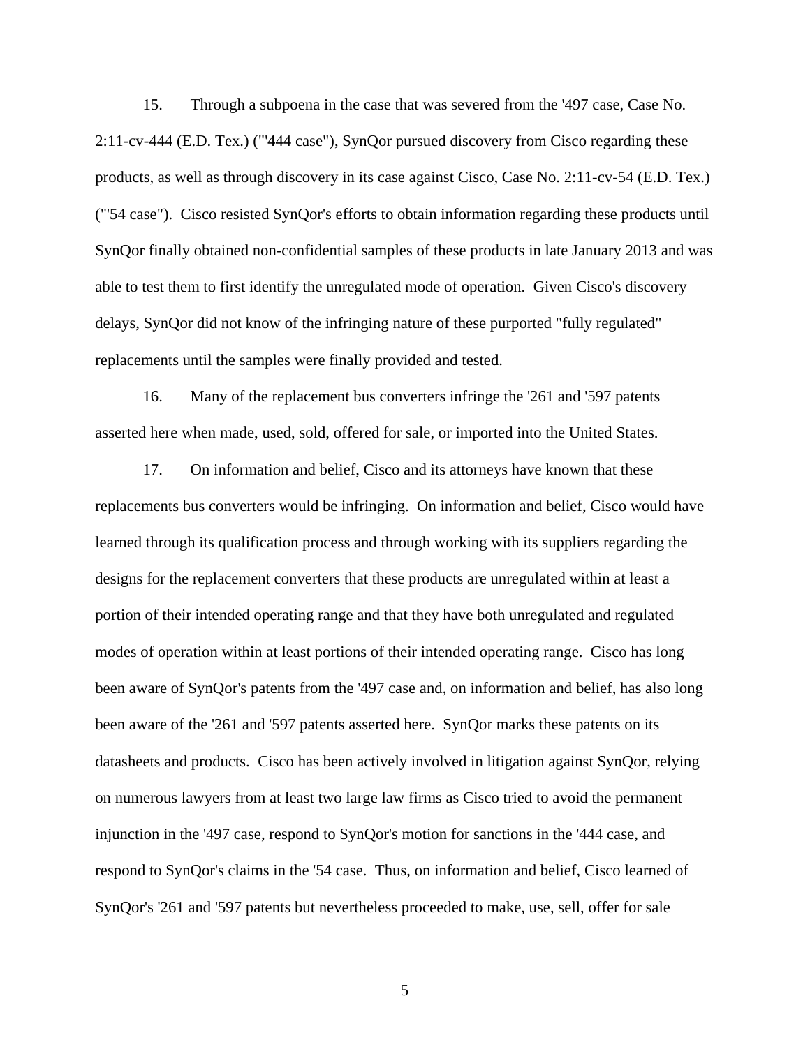15. Through a subpoena in the case that was severed from the '497 case, Case No. 2:11-cv-444 (E.D. Tex.) ("'444 case"), SynQor pursued discovery from Cisco regarding these products, as well as through discovery in its case against Cisco, Case No. 2:11-cv-54 (E.D. Tex.) ("'54 case"). Cisco resisted SynQor's efforts to obtain information regarding these products until SynQor finally obtained non-confidential samples of these products in late January 2013 and was able to test them to first identify the unregulated mode of operation. Given Cisco's discovery delays, SynQor did not know of the infringing nature of these purported "fully regulated" replacements until the samples were finally provided and tested.

16. Many of the replacement bus converters infringe the '261 and '597 patents asserted here when made, used, sold, offered for sale, or imported into the United States.

17. On information and belief, Cisco and its attorneys have known that these replacements bus converters would be infringing. On information and belief, Cisco would have learned through its qualification process and through working with its suppliers regarding the designs for the replacement converters that these products are unregulated within at least a portion of their intended operating range and that they have both unregulated and regulated modes of operation within at least portions of their intended operating range. Cisco has long been aware of SynQor's patents from the '497 case and, on information and belief, has also long been aware of the '261 and '597 patents asserted here. SynQor marks these patents on its datasheets and products. Cisco has been actively involved in litigation against SynQor, relying on numerous lawyers from at least two large law firms as Cisco tried to avoid the permanent injunction in the '497 case, respond to SynQor's motion for sanctions in the '444 case, and respond to SynQor's claims in the '54 case. Thus, on information and belief, Cisco learned of SynQor's '261 and '597 patents but nevertheless proceeded to make, use, sell, offer for sale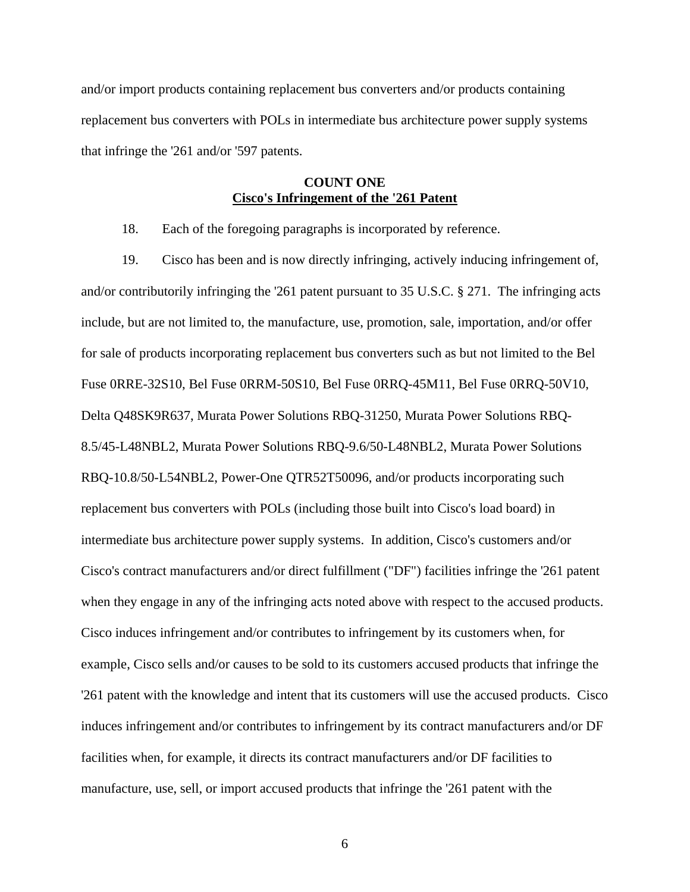and/or import products containing replacement bus converters and/or products containing replacement bus converters with POLs in intermediate bus architecture power supply systems that infringe the '261 and/or '597 patents.

**COUNT ONE**
**Cisco's Infringement of the '261 Patent**

18. Each of the foregoing paragraphs is incorporated by reference.

19. Cisco has been and is now directly infringing, actively inducing infringement of, and/or contributorily infringing the '261 patent pursuant to 35 U.S.C. § 271. The infringing acts include, but are not limited to, the manufacture, use, promotion, sale, importation, and/or offer for sale of products incorporating replacement bus converters such as but not limited to the Bel Fuse 0RRE-32S10, Bel Fuse 0RRM-50S10, Bel Fuse 0RRQ-45M11, Bel Fuse 0RRQ-50V10, Delta Q48SK9R637, Murata Power Solutions RBQ-31250, Murata Power Solutions RBQ-8.5/45-L48NBL2, Murata Power Solutions RBQ-9.6/50-L48NBL2, Murata Power Solutions RBQ-10.8/50-L54NBL2, Power-One QTR52T50096, and/or products incorporating such replacement bus converters with POLs (including those built into Cisco's load board) in intermediate bus architecture power supply systems. In addition, Cisco's customers and/or Cisco's contract manufacturers and/or direct fulfillment ("DF") facilities infringe the '261 patent when they engage in any of the infringing acts noted above with respect to the accused products. Cisco induces infringement and/or contributes to infringement by its customers when, for example, Cisco sells and/or causes to be sold to its customers accused products that infringe the '261 patent with the knowledge and intent that its customers will use the accused products. Cisco induces infringement and/or contributes to infringement by its contract manufacturers and/or DF facilities when, for example, it directs its contract manufacturers and/or DF facilities to manufacture, use, sell, or import accused products that infringe the '261 patent with the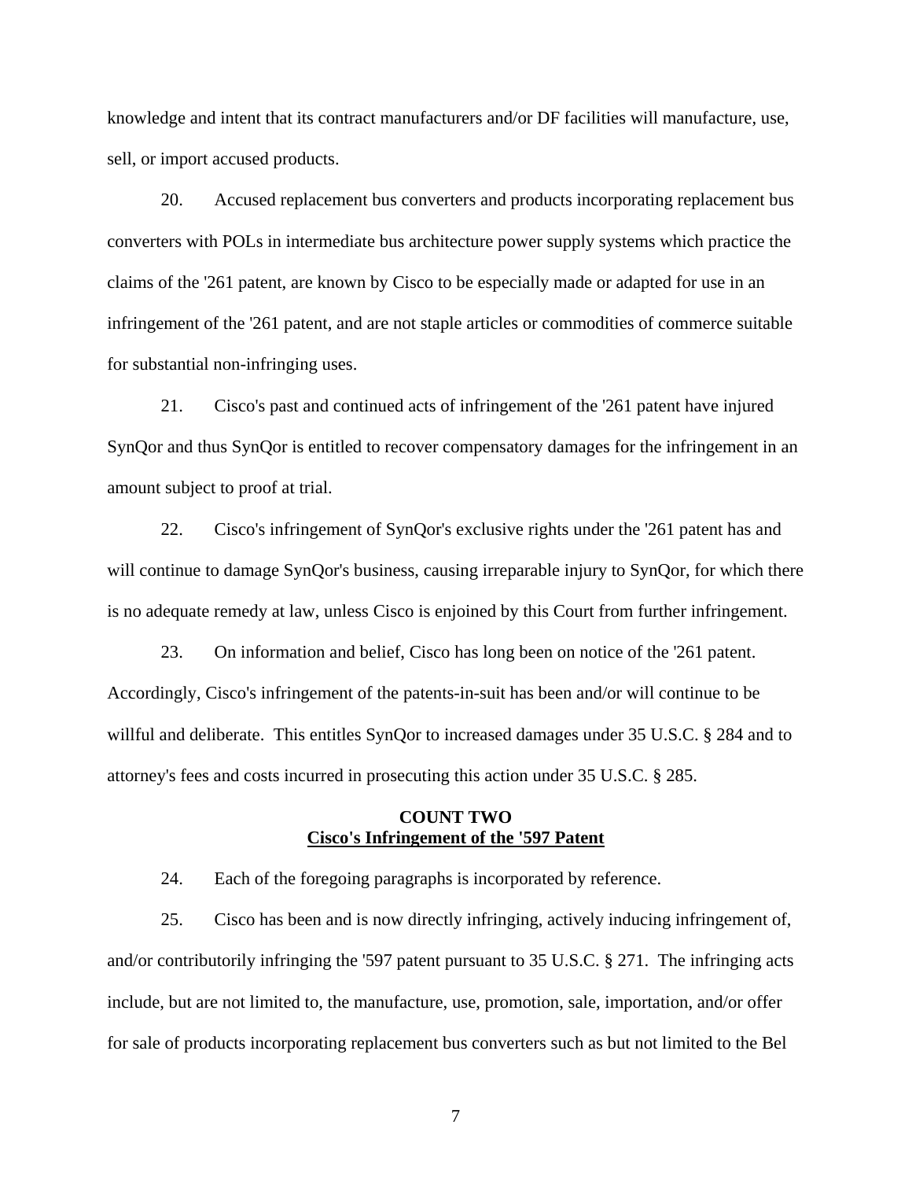knowledge and intent that its contract manufacturers and/or DF facilities will manufacture, use, sell, or import accused products.

20. Accused replacement bus converters and products incorporating replacement bus converters with POLs in intermediate bus architecture power supply systems which practice the claims of the '261 patent, are known by Cisco to be especially made or adapted for use in an infringement of the '261 patent, and are not staple articles or commodities of commerce suitable for substantial non-infringing uses.

21. Cisco's past and continued acts of infringement of the '261 patent have injured SynQor and thus SynQor is entitled to recover compensatory damages for the infringement in an amount subject to proof at trial.

22. Cisco's infringement of SynQor's exclusive rights under the '261 patent has and will continue to damage SynQor's business, causing irreparable injury to SynQor, for which there is no adequate remedy at law, unless Cisco is enjoined by this Court from further infringement.

23. On information and belief, Cisco has long been on notice of the '261 patent. Accordingly, Cisco's infringement of the patents-in-suit has been and/or will continue to be willful and deliberate. This entitles SynQor to increased damages under 35 U.S.C. § 284 and to attorney's fees and costs incurred in prosecuting this action under 35 U.S.C. § 285.

**COUNT TWO**
**Cisco's Infringement of the '597 Patent**

24. Each of the foregoing paragraphs is incorporated by reference.

25. Cisco has been and is now directly infringing, actively inducing infringement of, and/or contributorily infringing the '597 patent pursuant to 35 U.S.C. § 271. The infringing acts include, but are not limited to, the manufacture, use, promotion, sale, importation, and/or offer for sale of products incorporating replacement bus converters such as but not limited to the Bel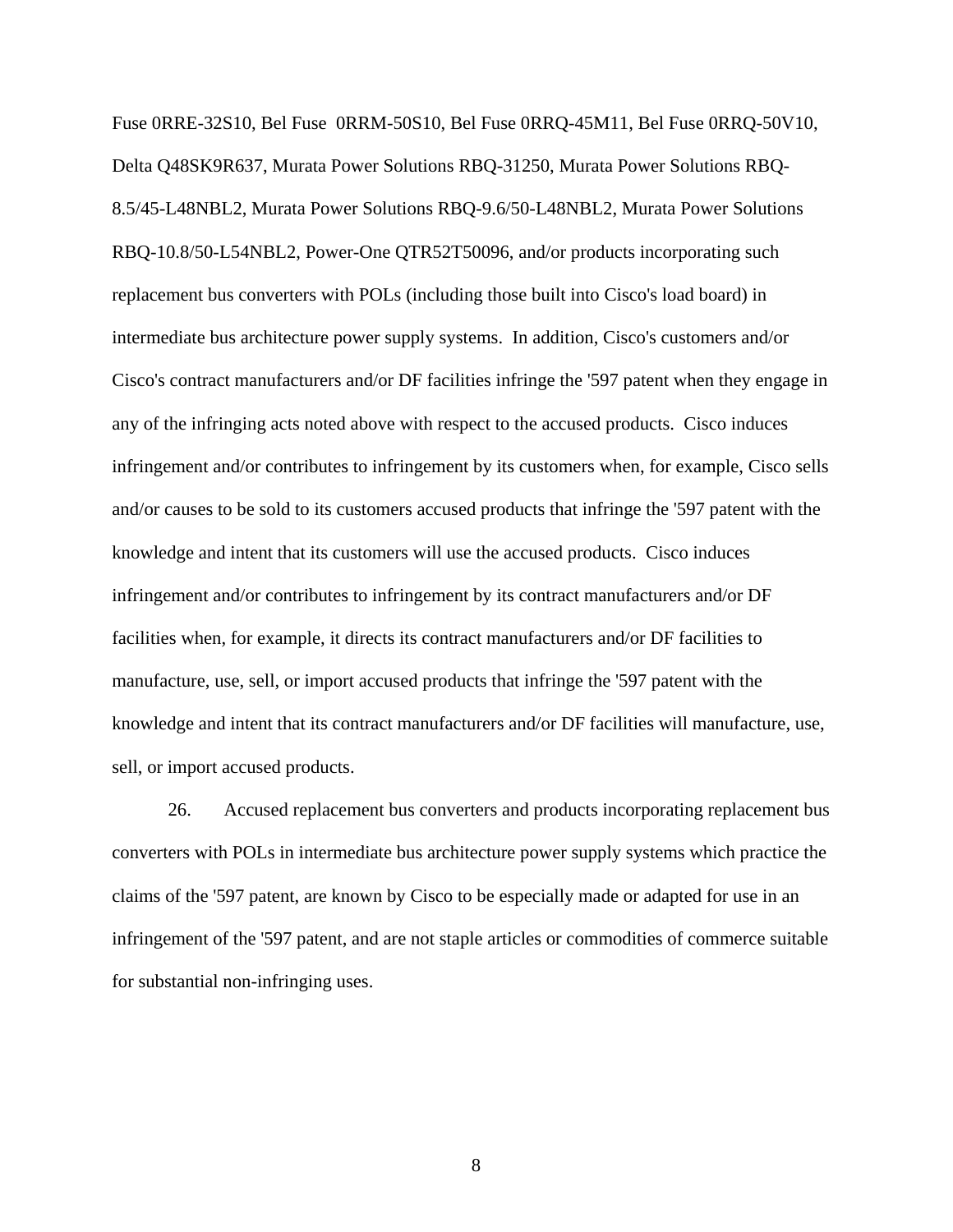Fuse 0RRE-32S10, Bel Fuse 0RRM-50S10, Bel Fuse 0RRQ-45M11, Bel Fuse 0RRQ-50V10, Delta Q48SK9R637, Murata Power Solutions RBQ-31250, Murata Power Solutions RBQ-8.5/45-L48NBL2, Murata Power Solutions RBQ-9.6/50-L48NBL2, Murata Power Solutions RBQ-10.8/50-L54NBL2, Power-One QTR52T50096, and/or products incorporating such replacement bus converters with POLs (including those built into Cisco's load board) in intermediate bus architecture power supply systems. In addition, Cisco's customers and/or Cisco's contract manufacturers and/or DF facilities infringe the '597 patent when they engage in any of the infringing acts noted above with respect to the accused products. Cisco induces infringement and/or contributes to infringement by its customers when, for example, Cisco sells and/or causes to be sold to its customers accused products that infringe the '597 patent with the knowledge and intent that its customers will use the accused products. Cisco induces infringement and/or contributes to infringement by its contract manufacturers and/or DF facilities when, for example, it directs its contract manufacturers and/or DF facilities to manufacture, use, sell, or import accused products that infringe the '597 patent with the knowledge and intent that its contract manufacturers and/or DF facilities will manufacture, use, sell, or import accused products.

26. Accused replacement bus converters and products incorporating replacement bus converters with POLs in intermediate bus architecture power supply systems which practice the claims of the '597 patent, are known by Cisco to be especially made or adapted for use in an infringement of the '597 patent, and are not staple articles or commodities of commerce suitable for substantial non-infringing uses.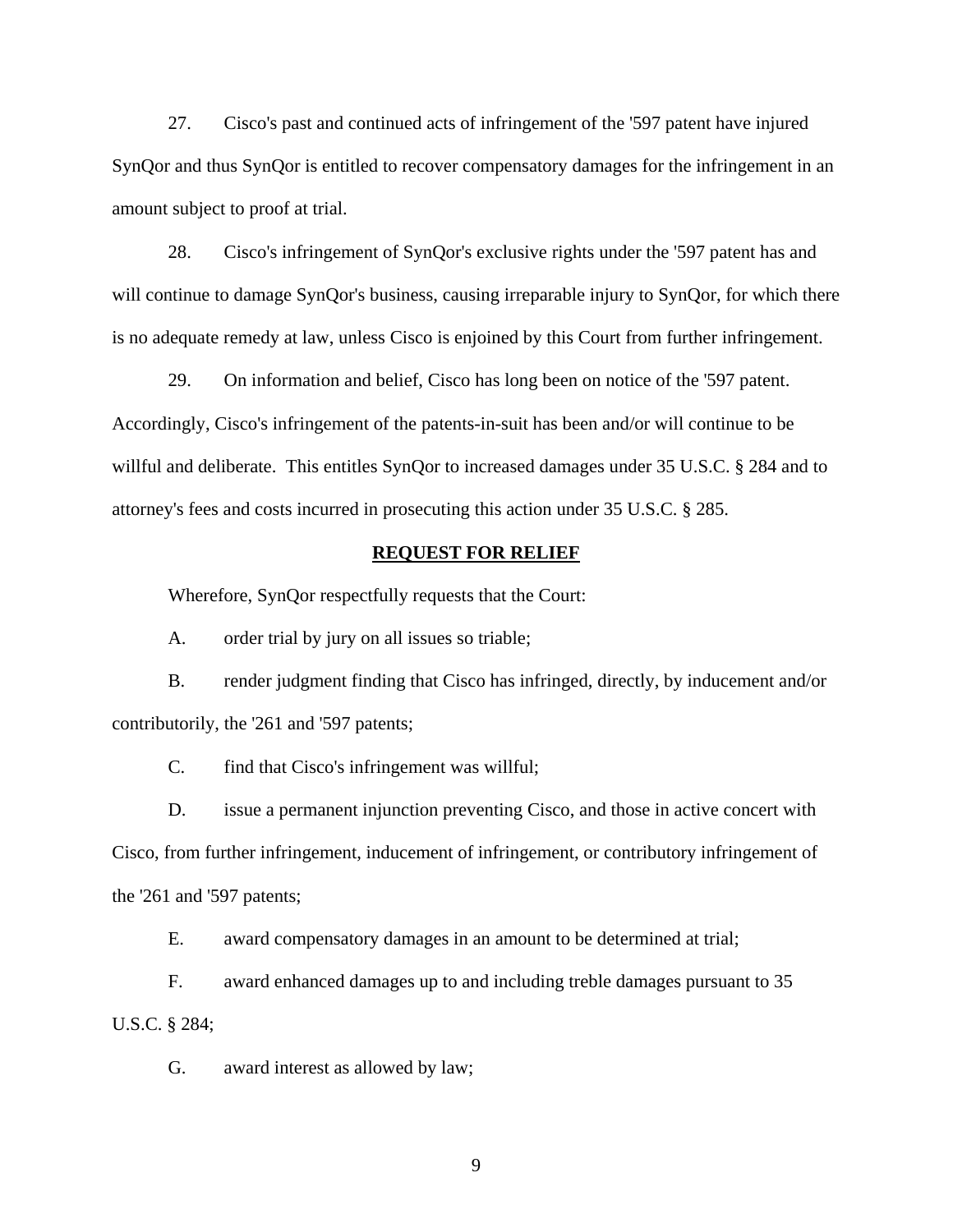27. Cisco's past and continued acts of infringement of the '597 patent have injured SynQor and thus SynQor is entitled to recover compensatory damages for the infringement in an amount subject to proof at trial.

28. Cisco's infringement of SynQor's exclusive rights under the '597 patent has and will continue to damage SynQor's business, causing irreparable injury to SynQor, for which there is no adequate remedy at law, unless Cisco is enjoined by this Court from further infringement.

29. On information and belief, Cisco has long been on notice of the '597 patent. Accordingly, Cisco's infringement of the patents-in-suit has been and/or will continue to be willful and deliberate. This entitles SynQor to increased damages under 35 U.S.C. § 284 and to attorney's fees and costs incurred in prosecuting this action under 35 U.S.C. § 285.

## **REQUEST FOR RELIEF**

Wherefore, SynQor respectfully requests that the Court:

A. order trial by jury on all issues so triable;

B. render judgment finding that Cisco has infringed, directly, by inducement and/or contributorily, the '261 and '597 patents;

C. find that Cisco's infringement was willful;

D. issue a permanent injunction preventing Cisco, and those in active concert with Cisco, from further infringement, inducement of infringement, or contributory infringement of the '261 and '597 patents;

E. award compensatory damages in an amount to be determined at trial;

F. award enhanced damages up to and including treble damages pursuant to 35 U.S.C. § 284;

G. award interest as allowed by law;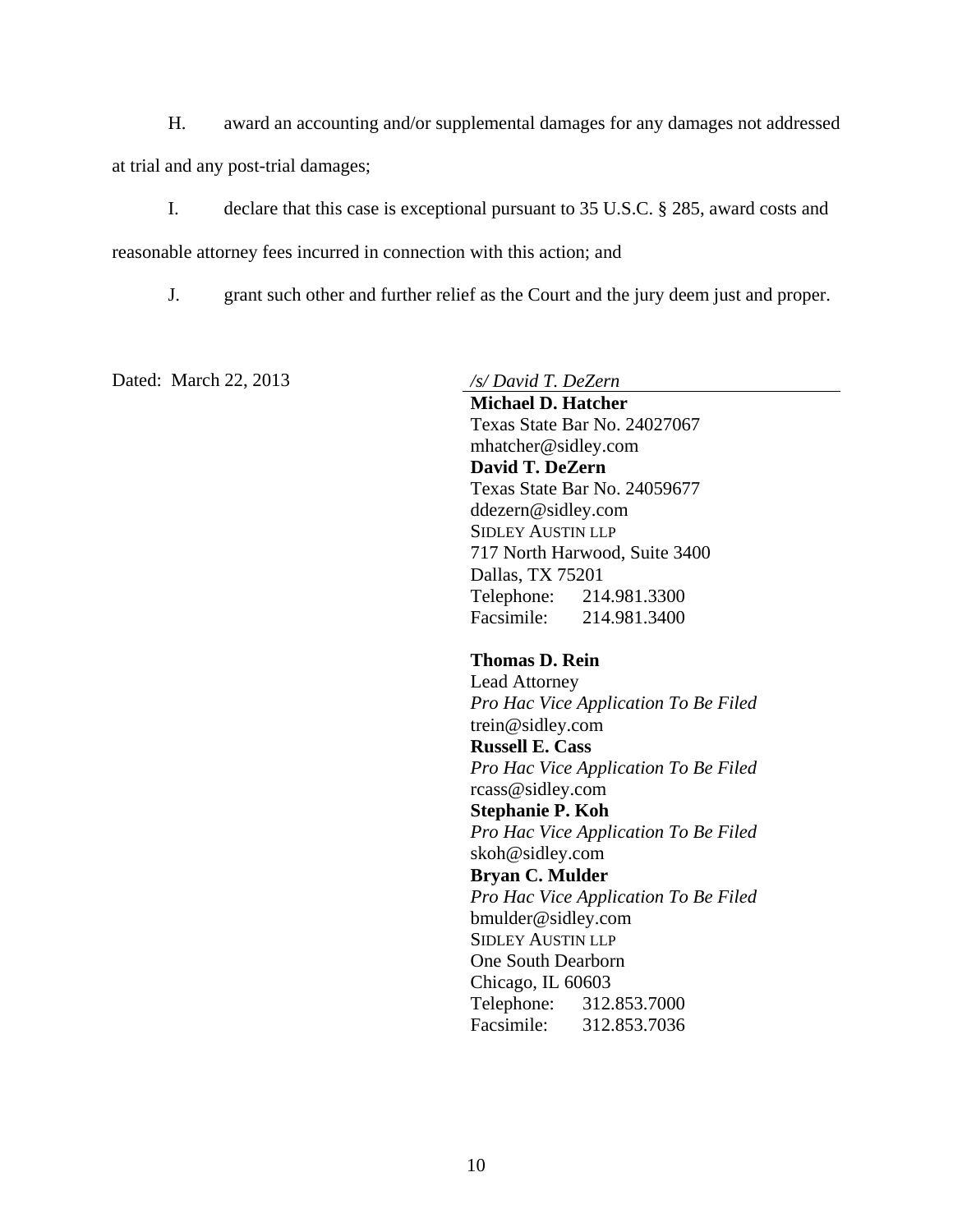H. award an accounting and/or supplemental damages for any damages not addressed at trial and any post-trial damages;

I. declare that this case is exceptional pursuant to 35 U.S.C. § 285, award costs and reasonable attorney fees incurred in connection with this action; and

J. grant such other and further relief as the Court and the jury deem just and proper.

Dated: March 22, 2013

*/s/ David T. DeZern*

**Michael D. Hatcher**
Texas State Bar No. 24027067
mhatcher@sidley.com
**David T. DeZern**
Texas State Bar No. 24059677
ddezern@sidley.com
SIDLEY AUSTIN LLP
717 North Harwood, Suite 3400
Dallas, TX 75201
Telephone: 214.981.3300
Facsimile: 214.981.3400

**Thomas D. Rein**
Lead Attorney
*Pro Hac Vice Application To Be Filed*
trein@sidley.com
**Russell E. Cass**
*Pro Hac Vice Application To Be Filed*
rcass@sidley.com
**Stephanie P. Koh**
*Pro Hac Vice Application To Be Filed*
skoh@sidley.com
**Bryan C. Mulder**
*Pro Hac Vice Application To Be Filed*
bmulder@sidley.com
SIDLEY AUSTIN LLP
One South Dearborn
Chicago, IL 60603
Telephone: 312.853.7000
Facsimile: 312.853.7036